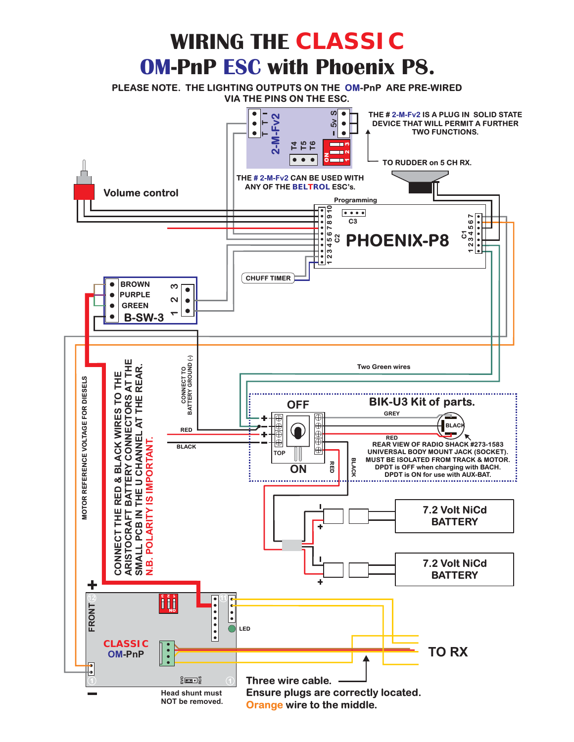# WIRING THE CLASSIC OM-PnP ESC with Phoenix P8.

PLEASE NOTE. THE LIGHTING OUTPUTS ON THE OM-PnP ARE PRE-WIRED VIA THE PINS ON THE ESC.

THE # 2-M-Fv2 IS A PLUG IN SOLID STATE DEVICE THAT WILL PERMIT A FURTHER TWO FUNCTIONS.

TO RUDDER on 5 CH RX.

THE # 2-M-Fv2 CAN BE USED WITH ANY OF THE BELTROL ESC's.

Volume control

Programming

C3

PHOENIX-P8

C1

C2

CHUFF TIMER

BROWN

PURPLE

GREEN

B-SW-3

CONNECT TO BATTERY GROUND (-)

Two Green wires

MOTOR REFERENCE VOLTAGE FOR DIESELS

CONNECT THE RED & BLACK WIRES TO THE ARISTOCRAFT BATTERY CONNECTOR AT THE SMALL PCB IN THE U CHANNEL AT THE REAR.

N.B. POLARITY IS IMPORTANT.

OFF

ON

TOP

BIK-U3 Kit of parts.

GREY

BLACK

RED

REAR VIEW OF RADIO SHACK #273-1583 UNIVERSAL BODY MOUNT JACK (SOCKET). MUST BE ISOLATED FROM TRACK & MOTOR. DPDT is OFF when charging with BACH. DPDT is ON for use with AUX-BAT.

7.2 Volt NiCd BATTERY

7.2 Volt NiCd BATTERY

FRONT

CLASSIC OM-PnP

LED

TO RX

Three wire cable.
Ensure plugs are correctly located.
Orange wire to the middle.

Head shunt must NOT be removed.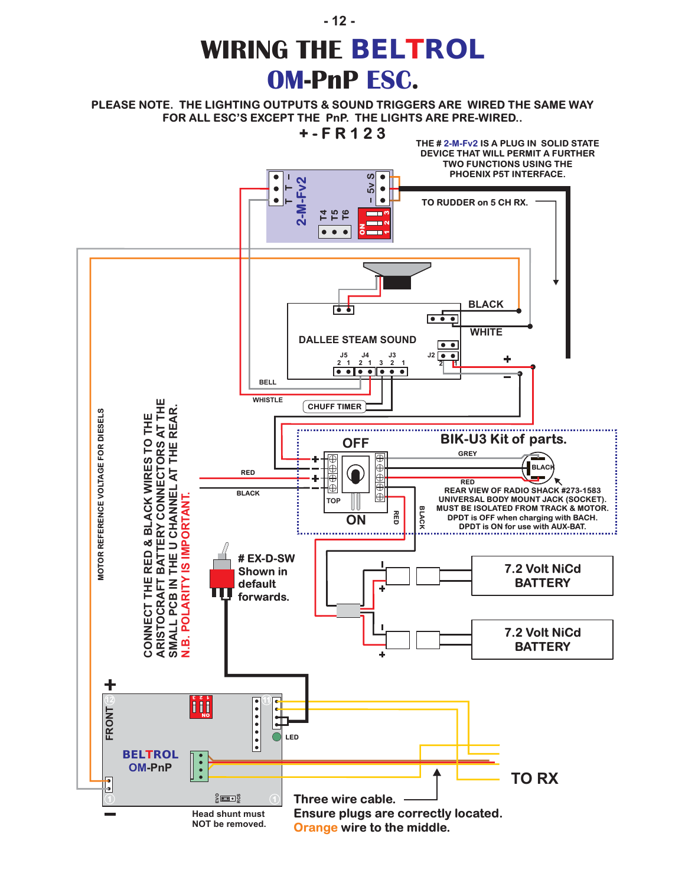# WIRING THE BELTROL OM-PnP ESC.

PLEASE NOTE. THE LIGHTING OUTPUTS & SOUND TRIGGERS ARE WIRED THE SAME WAY FOR ALL ESC'S EXCEPT THE PnP. THE LIGHTS ARE PRE-WIRED..

+ - F R 1 2 3

THE # 2-M-Fv2 IS A PLUG IN SOLID STATE DEVICE THAT WILL PERMIT A FURTHER TWO FUNCTIONS USING THE PHOENIX P5T INTERFACE.

T T – 2-M-Fv2 – 5v S

T4 T5 T6

ON 1 2 3

TO RUDDER on 5 CH RX.

BLACK

WHITE

DALLEE STEAM SOUND

J5 J4 J3 J2

2 1 2 1 3 2 1 2 1

BELL

WHISTLE

CHUFF TIMER

BIK-U3 Kit of parts.

OFF

ON

TOP

GREY

BLACK

RED

REAR VIEW OF RADIO SHACK #273-1583 UNIVERSAL BODY MOUNT JACK (SOCKET). MUST BE ISOLATED FROM TRACK & MOTOR. DPDT is OFF when charging with BACH. DPDT is ON for use with AUX-BAT.

MOTOR REFERENCE VOLTAGE FOR DIESELS

CONNECT THE RED & BLACK WIRES TO THE ARISTOCRAFT BATTERY CONNECTORS AT THE SMALL PCB IN THE U CHANNEL AT THE REAR.

N.B. POLARITY IS IMPORTANT.

# EX-D-SW Shown in default forwards.

7.2 Volt NiCd BATTERY

7.2 Volt NiCd BATTERY

FRONT

BELTROL OM-PnP

LED

EVO RCS

Head shunt must NOT be removed.

TO RX

Three wire cable. Ensure plugs are correctly located. Orange wire to the middle.